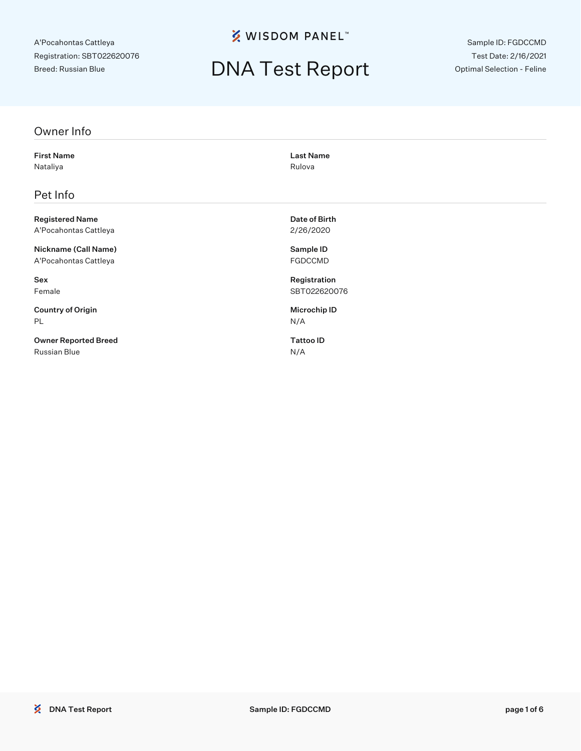A'Pocahontas Cattleya
Registration: SBT022620076
Breed: Russian Blue

WISDOM PANEL™

# DNA Test Report

Sample ID: FGDCCMD
Test Date: 2/16/2021
Optimal Selection - Feline

## Owner Info

**First Name**
Nataliya

**Last Name**
Rulova

## Pet Info

**Registered Name**
A'Pocahontas Cattleya

**Date of Birth**
2/26/2020

**Nickname (Call Name)**
A'Pocahontas Cattleya

**Sample ID**
FGDCCMD

**Sex**
Female

**Registration**
SBT022620076

**Country of Origin**
PL

**Microchip ID**
N/A

**Owner Reported Breed**
Russian Blue

**Tattoo ID**
N/A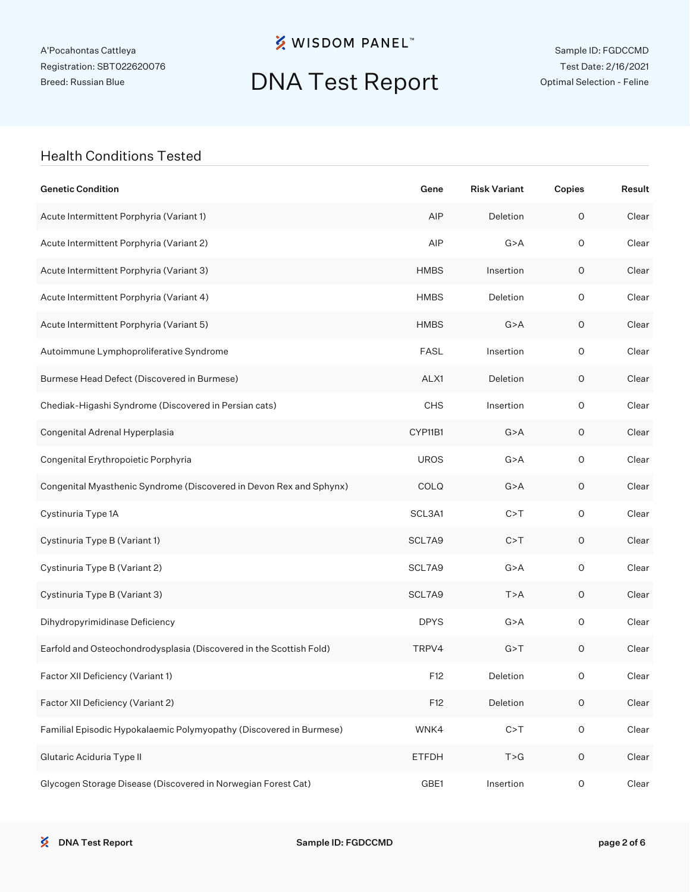A'Pocahontas Cattleya
Registration: SBT022620076
Breed: Russian Blue

# WISDOM PANEL™

# DNA Test Report

Sample ID: FGDCCMD
Test Date: 2/16/2021
Optimal Selection - Feline

## Health Conditions Tested

| Genetic Condition | Gene | Risk Variant | Copies | Result |
|---|---|---|---|---|
| Acute Intermittent Porphyria (Variant 1) | AIP | Deletion | 0 | Clear |
| Acute Intermittent Porphyria (Variant 2) | AIP | G>A | 0 | Clear |
| Acute Intermittent Porphyria (Variant 3) | HMBS | Insertion | 0 | Clear |
| Acute Intermittent Porphyria (Variant 4) | HMBS | Deletion | 0 | Clear |
| Acute Intermittent Porphyria (Variant 5) | HMBS | G>A | 0 | Clear |
| Autoimmune Lymphoproliferative Syndrome | FASL | Insertion | 0 | Clear |
| Burmese Head Defect (Discovered in Burmese) | ALX1 | Deletion | 0 | Clear |
| Chediak-Higashi Syndrome (Discovered in Persian cats) | CHS | Insertion | 0 | Clear |
| Congenital Adrenal Hyperplasia | CYP11B1 | G>A | 0 | Clear |
| Congenital Erythropoietic Porphyria | UROS | G>A | 0 | Clear |
| Congenital Myasthenic Syndrome (Discovered in Devon Rex and Sphynx) | COLQ | G>A | 0 | Clear |
| Cystinuria Type 1A | SCL3A1 | C>T | 0 | Clear |
| Cystinuria Type B (Variant 1) | SCL7A9 | C>T | 0 | Clear |
| Cystinuria Type B (Variant 2) | SCL7A9 | G>A | 0 | Clear |
| Cystinuria Type B (Variant 3) | SCL7A9 | T>A | 0 | Clear |
| Dihydropyrimidinase Deficiency | DPYS | G>A | 0 | Clear |
| Earfold and Osteochondrodysplasia (Discovered in the Scottish Fold) | TRPV4 | G>T | 0 | Clear |
| Factor XII Deficiency (Variant 1) | F12 | Deletion | 0 | Clear |
| Factor XII Deficiency (Variant 2) | F12 | Deletion | 0 | Clear |
| Familial Episodic Hypokalaemic Polymyopathy (Discovered in Burmese) | WNK4 | C>T | 0 | Clear |
| Glutaric Aciduria Type II | ETFDH | T>G | 0 | Clear |
| Glycogen Storage Disease (Discovered in Norwegian Forest Cat) | GBE1 | Insertion | 0 | Clear |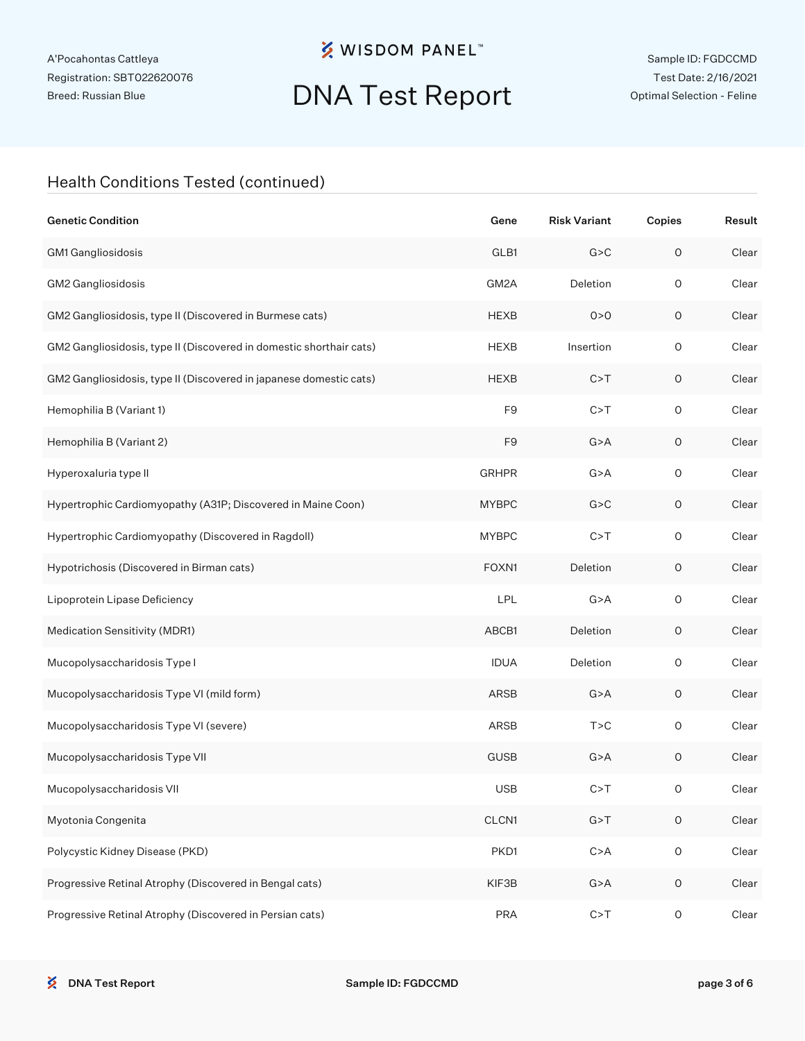A'Pocahontas Cattleya
Registration: SBT022620076
Breed: Russian Blue

WISDOM PANEL™

# DNA Test Report

Sample ID: FGDCCMD
Test Date: 2/16/2021
Optimal Selection - Feline

## Health Conditions Tested (continued)

| Genetic Condition | Gene | Risk Variant | Copies | Result |
|---|---|---|---|---|
| GM1 Gangliosidosis | GLB1 | G>C | 0 | Clear |
| GM2 Gangliosidosis | GM2A | Deletion | 0 | Clear |
| GM2 Gangliosidosis, type II (Discovered in Burmese cats) | HEXB | 0>0 | 0 | Clear |
| GM2 Gangliosidosis, type II (Discovered in domestic shorthair cats) | HEXB | Insertion | 0 | Clear |
| GM2 Gangliosidosis, type II (Discovered in japanese domestic cats) | HEXB | C>T | 0 | Clear |
| Hemophilia B (Variant 1) | F9 | C>T | 0 | Clear |
| Hemophilia B (Variant 2) | F9 | G>A | 0 | Clear |
| Hyperoxaluria type II | GRHPR | G>A | 0 | Clear |
| Hypertrophic Cardiomyopathy (A31P; Discovered in Maine Coon) | MYBPC | G>C | 0 | Clear |
| Hypertrophic Cardiomyopathy (Discovered in Ragdoll) | MYBPC | C>T | 0 | Clear |
| Hypotrichosis (Discovered in Birman cats) | FOXN1 | Deletion | 0 | Clear |
| Lipoprotein Lipase Deficiency | LPL | G>A | 0 | Clear |
| Medication Sensitivity (MDR1) | ABCB1 | Deletion | 0 | Clear |
| Mucopolysaccharidosis Type I | IDUA | Deletion | 0 | Clear |
| Mucopolysaccharidosis Type VI (mild form) | ARSB | G>A | 0 | Clear |
| Mucopolysaccharidosis Type VI (severe) | ARSB | T>C | 0 | Clear |
| Mucopolysaccharidosis Type VII | GUSB | G>A | 0 | Clear |
| Mucopolysaccharidosis VII | USB | C>T | 0 | Clear |
| Myotonia Congenita | CLCN1 | G>T | 0 | Clear |
| Polycystic Kidney Disease (PKD) | PKD1 | C>A | 0 | Clear |
| Progressive Retinal Atrophy (Discovered in Bengal cats) | KIF3B | G>A | 0 | Clear |
| Progressive Retinal Atrophy (Discovered in Persian cats) | PRA | C>T | 0 | Clear |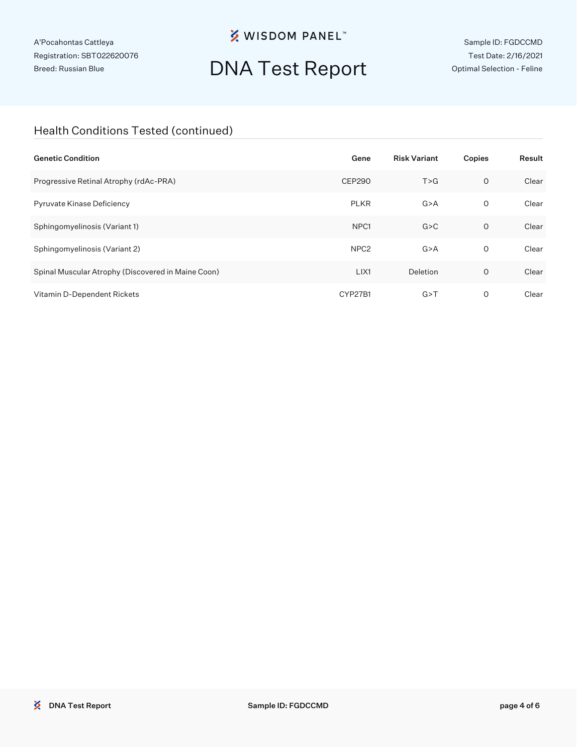A'Pocahontas Cattleya
Registration: SBT022620076
Breed: Russian Blue

# DNA Test Report

Sample ID: FGDCCMD
Test Date: 2/16/2021
Optimal Selection - Feline

## Health Conditions Tested (continued)

| Genetic Condition | Gene | Risk Variant | Copies | Result |
|---|---|---|---|---|
| Progressive Retinal Atrophy (rdAc-PRA) | CEP290 | T>G | 0 | Clear |
| Pyruvate Kinase Deficiency | PLKR | G>A | 0 | Clear |
| Sphingomyelinosis (Variant 1) | NPC1 | G>C | 0 | Clear |
| Sphingomyelinosis (Variant 2) | NPC2 | G>A | 0 | Clear |
| Spinal Muscular Atrophy (Discovered in Maine Coon) | LIX1 | Deletion | 0 | Clear |
| Vitamin D-Dependent Rickets | CYP27B1 | G>T | 0 | Clear |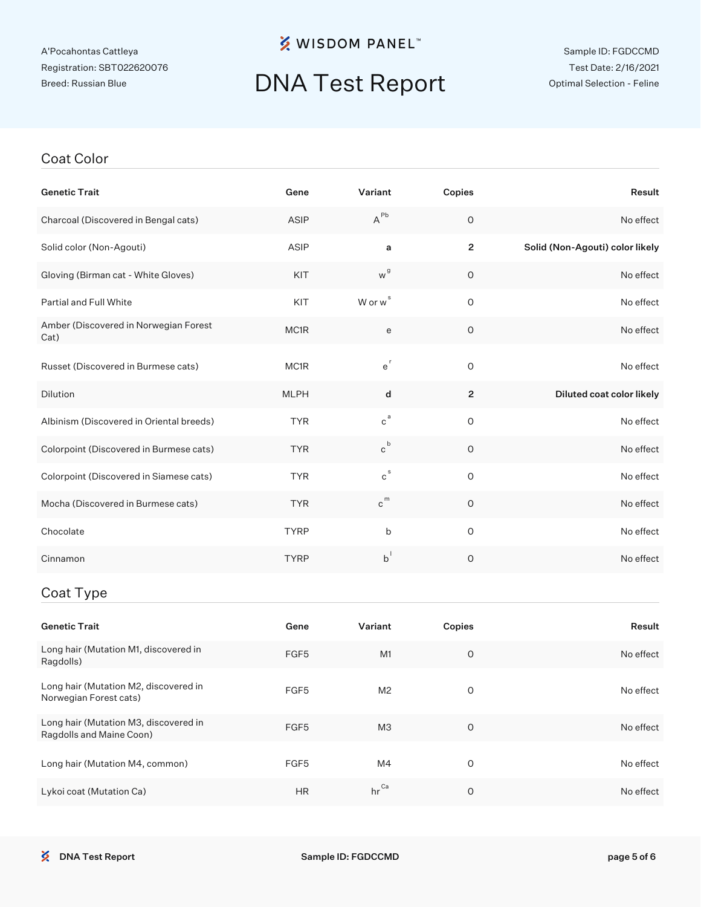A'Pocahontas Cattleya
Registration: SBT022620076
Breed: Russian Blue

WISDOM PANEL™

# DNA Test Report

Sample ID: FGDCCMD
Test Date: 2/16/2021
Optimal Selection - Feline

## Coat Color

| Genetic Trait | Gene | Variant | Copies | Result |
|---|---|---|---|---|
| Charcoal (Discovered in Bengal cats) | ASIP | $A^{Pb}$ | 0 | No effect |
| Solid color (Non-Agouti) | ASIP | **a** | **2** | **Solid (Non-Agouti) color likely** |
| Gloving (Birman cat - White Gloves) | KIT | $w^{g}$ | 0 | No effect |
| Partial and Full White | KIT | W or $w^{s}$ | 0 | No effect |
| Amber (Discovered in Norwegian Forest Cat) | MC1R | e | 0 | No effect |
| Russet (Discovered in Burmese cats) | MC1R | $e^{r}$ | 0 | No effect |
| Dilution | MLPH | **d** | **2** | **Diluted coat color likely** |
| Albinism (Discovered in Oriental breeds) | TYR | $c^{a}$ | 0 | No effect |
| Colorpoint (Discovered in Burmese cats) | TYR | $c^{b}$ | 0 | No effect |
| Colorpoint (Discovered in Siamese cats) | TYR | $c^{s}$ | 0 | No effect |
| Mocha (Discovered in Burmese cats) | TYR | $c^{m}$ | 0 | No effect |
| Chocolate | TYRP | b | 0 | No effect |
| Cinnamon | TYRP | $b^{l}$ | 0 | No effect |

## Coat Type

| Genetic Trait | Gene | Variant | Copies | Result |
|---|---|---|---|---|
| Long hair (Mutation M1, discovered in Ragdolls) | FGF5 | M1 | 0 | No effect |
| Long hair (Mutation M2, discovered in Norwegian Forest cats) | FGF5 | M2 | 0 | No effect |
| Long hair (Mutation M3, discovered in Ragdolls and Maine Coon) | FGF5 | M3 | 0 | No effect |
| Long hair (Mutation M4, common) | FGF5 | M4 | 0 | No effect |
| Lykoi coat (Mutation Ca) | HR | $hr^{Ca}$ | 0 | No effect |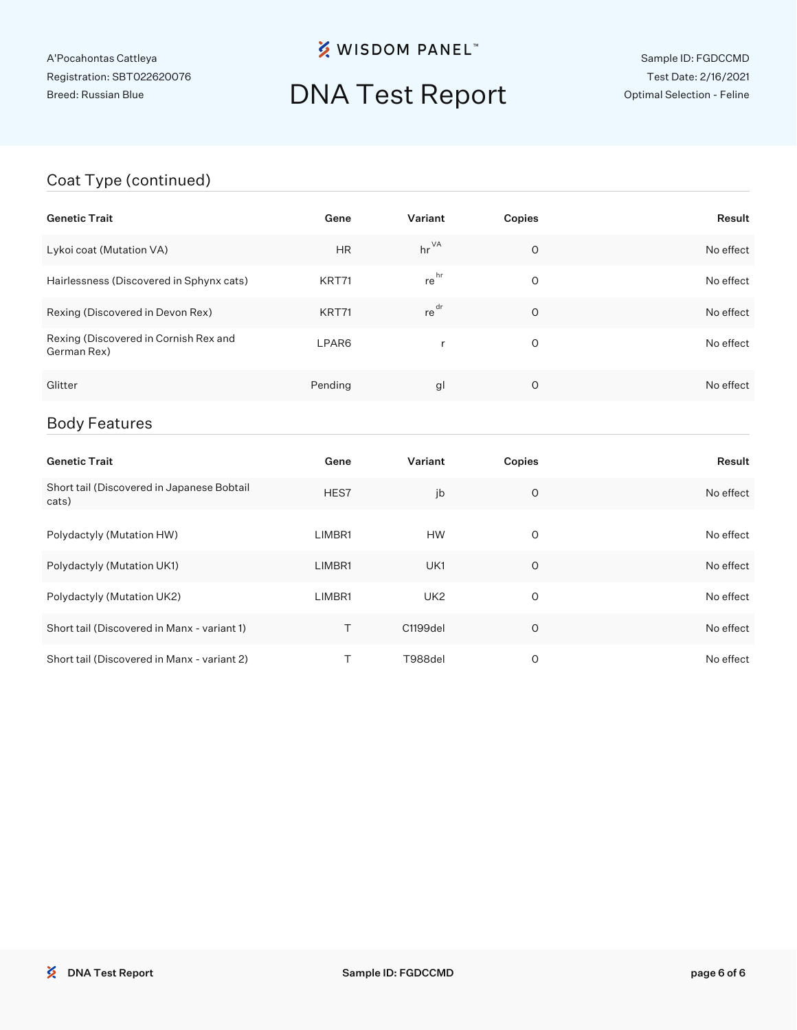A'Pocahontas Cattleya
Registration: SBT022620076
Breed: Russian Blue

WISDOM PANEL™

# DNA Test Report

Sample ID: FGDCCMD
Test Date: 2/16/2021
Optimal Selection - Feline

## Coat Type (continued)

| Genetic Trait | Gene | Variant | Copies | Result |
|---|---|---|---|---|
| Lykoi coat (Mutation VA) | HR | $hr^{VA}$ | 0 | No effect |
| Hairlessness (Discovered in Sphynx cats) | KRT71 | $re^{hr}$ | 0 | No effect |
| Rexing (Discovered in Devon Rex) | KRT71 | $re^{dr}$ | 0 | No effect |
| Rexing (Discovered in Cornish Rex and German Rex) | LPAR6 | r | 0 | No effect |
| Glitter | Pending | gl | 0 | No effect |

## Body Features

| Genetic Trait | Gene | Variant | Copies | Result |
|---|---|---|---|---|
| Short tail (Discovered in Japanese Bobtail cats) | HES7 | jb | 0 | No effect |
| Polydactyly (Mutation HW) | LIMBR1 | HW | 0 | No effect |
| Polydactyly (Mutation UK1) | LIMBR1 | UK1 | 0 | No effect |
| Polydactyly (Mutation UK2) | LIMBR1 | UK2 | 0 | No effect |
| Short tail (Discovered in Manx - variant 1) | T | C1199del | 0 | No effect |
| Short tail (Discovered in Manx - variant 2) | T | T988del | 0 | No effect |